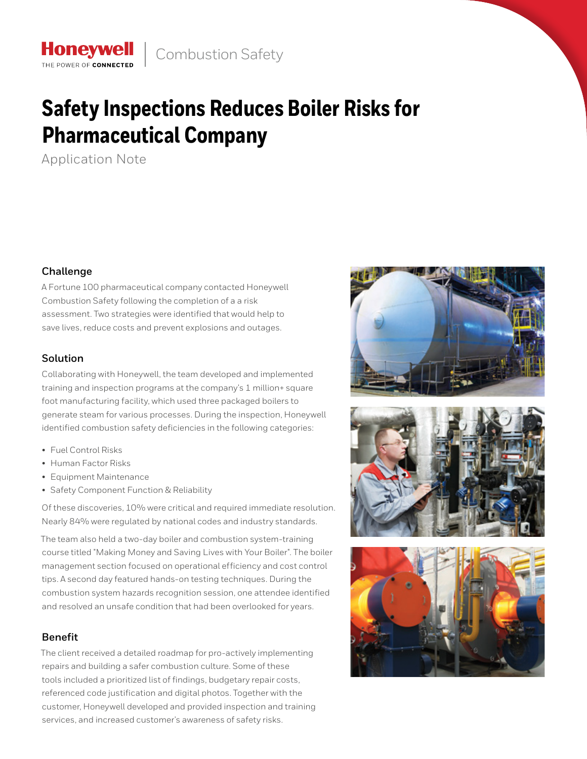Honeywell | Combustion Safety

# Safety Inspections Reduces Boiler Risks for Pharmaceutical Company

Application Note

## Challenge

A Fortune 100 pharmaceutical company contacted Honeywell Combustion Safety following the completion of a a risk assessment. Two strategies were identified that would help to save lives, reduce costs and prevent explosions and outages.

## Solution

Collaborating with Honeywell, the team developed and implemented training and inspection programs at the company's 1 million+ square foot manufacturing facility, which used three packaged boilers to generate steam for various processes. During the inspection, Honeywell identified combustion safety deficiencies in the following categories:

- Fuel Control Risks
- Human Factor Risks
- Equipment Maintenance
- Safety Component Function & Reliability

Of these discoveries, 10% were critical and required immediate resolution. Nearly 84% were regulated by national codes and industry standards.

The team also held a two-day boiler and combustion system-training course titled "Making Money and Saving Lives with Your Boiler". The boiler management section focused on operational efficiency and cost control tips. A second day featured hands-on testing techniques. During the combustion system hazards recognition session, one attendee identified and resolved an unsafe condition that had been overlooked for years.

## Benefit

The client received a detailed roadmap for pro-actively implementing repairs and building a safer combustion culture. Some of these tools included a prioritized list of findings, budgetary repair costs, referenced code justification and digital photos. Together with the customer, Honeywell developed and provided inspection and training services, and increased customer's awareness of safety risks.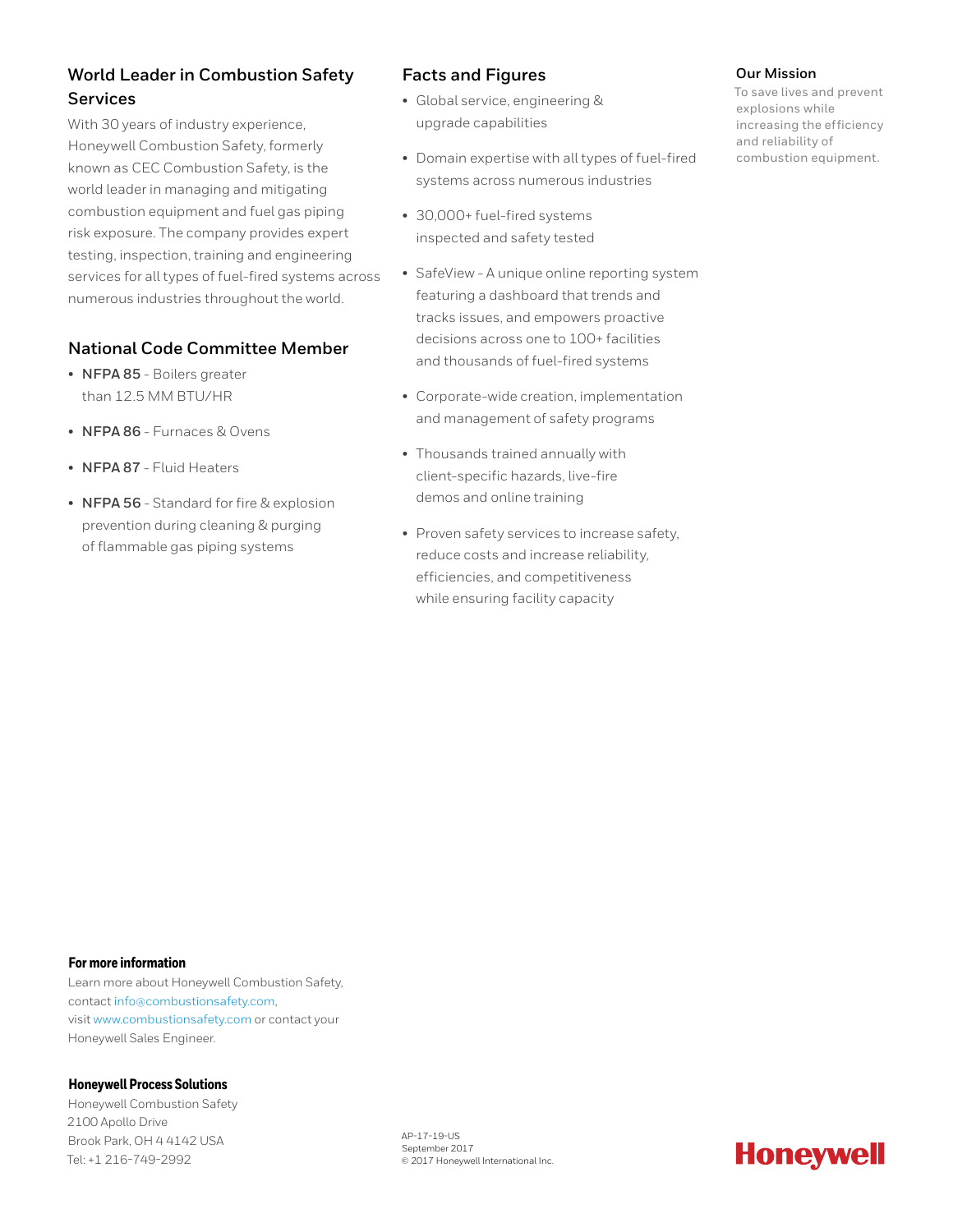## World Leader in Combustion Safety Services

With 30 years of industry experience, Honeywell Combustion Safety, formerly known as CEC Combustion Safety, is the world leader in managing and mitigating combustion equipment and fuel gas piping risk exposure. The company provides expert testing, inspection, training and engineering services for all types of fuel-fired systems across numerous industries throughout the world.

## National Code Committee Member

- **NFPA 85** - Boilers greater than 12.5 MM BTU/HR
- **NFPA 86** - Furnaces & Ovens
- **NFPA 87** - Fluid Heaters
- **NFPA 56** - Standard for fire & explosion prevention during cleaning & purging of flammable gas piping systems

## Facts and Figures

- Global service, engineering & upgrade capabilities
- Domain expertise with all types of fuel-fired systems across numerous industries
- 30,000+ fuel-fired systems inspected and safety tested
- SafeView - A unique online reporting system featuring a dashboard that trends and tracks issues, and empowers proactive decisions across one to 100+ facilities and thousands of fuel-fired systems
- Corporate-wide creation, implementation and management of safety programs
- Thousands trained annually with client-specific hazards, live-fire demos and online training
- Proven safety services to increase safety, reduce costs and increase reliability, efficiencies, and competitiveness while ensuring facility capacity

### Our Mission

To save lives and prevent explosions while increasing the efficiency and reliability of combustion equipment.

**For more information**

Learn more about Honeywell Combustion Safety, contact info@combustionsafety.com, visit www.combustionsafety.com or contact your Honeywell Sales Engineer.

**Honeywell Process Solutions**

Honeywell Combustion Safety
2100 Apollo Drive
Brook Park, OH 4 4142 USA
Tel: +1 216-749-2992

AP-17-19-US
September 2017
© 2017 Honeywell International Inc.

Honeywell